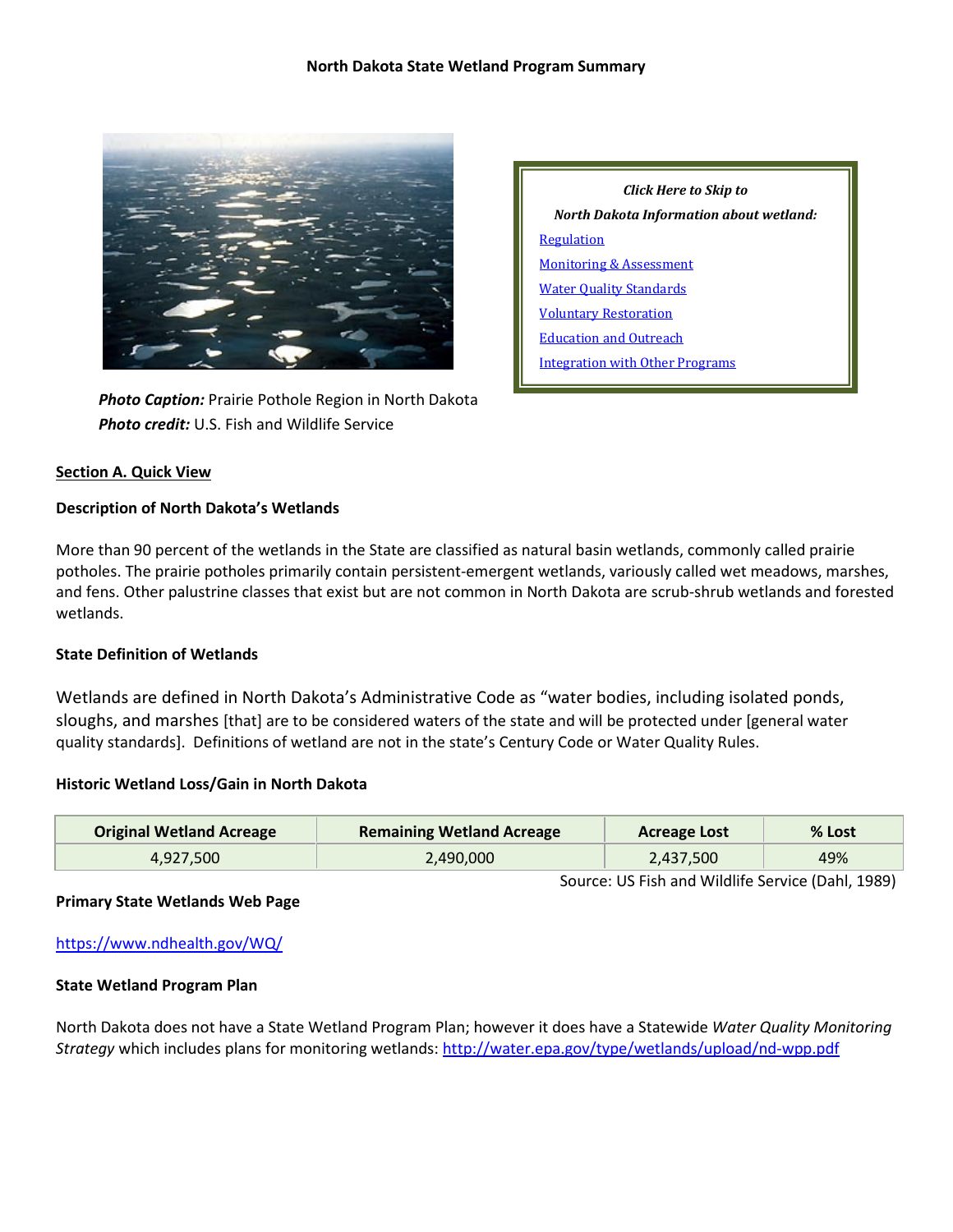# North Dakota State Wetland Program Summary

Photo Caption: Prairie Pothole Region in North Dakota
Photo credit: U.S. Fish and Wildlife Service

*Click Here to Skip to*
*North Dakota Information about wetland:*

- Regulation
- Monitoring & Assessment
- Water Quality Standards
- Voluntary Restoration
- Education and Outreach
- Integration with Other Programs

## Section A. Quick View

### Description of North Dakota's Wetlands

More than 90 percent of the wetlands in the State are classified as natural basin wetlands, commonly called prairie potholes. The prairie potholes primarily contain persistent-emergent wetlands, variously called wet meadows, marshes, and fens. Other palustrine classes that exist but are not common in North Dakota are scrub-shrub wetlands and forested wetlands.

### State Definition of Wetlands

Wetlands are defined in North Dakota's Administrative Code as "water bodies, including isolated ponds, sloughs, and marshes [that] are to be considered waters of the state and will be protected under [general water quality standards]. Definitions of wetland are not in the state's Century Code or Water Quality Rules.

### Historic Wetland Loss/Gain in North Dakota

| Original Wetland Acreage | Remaining Wetland Acreage | Acreage Lost | % Lost |
|---|---|---|---|
| 4,927,500 | 2,490,000 | 2,437,500 | 49% |

Source: US Fish and Wildlife Service (Dahl, 1989)

### Primary State Wetlands Web Page

https://www.ndhealth.gov/WQ/

### State Wetland Program Plan

North Dakota does not have a State Wetland Program Plan; however it does have a Statewide *Water Quality Monitoring Strategy* which includes plans for monitoring wetlands: http://water.epa.gov/type/wetlands/upload/nd-wpp.pdf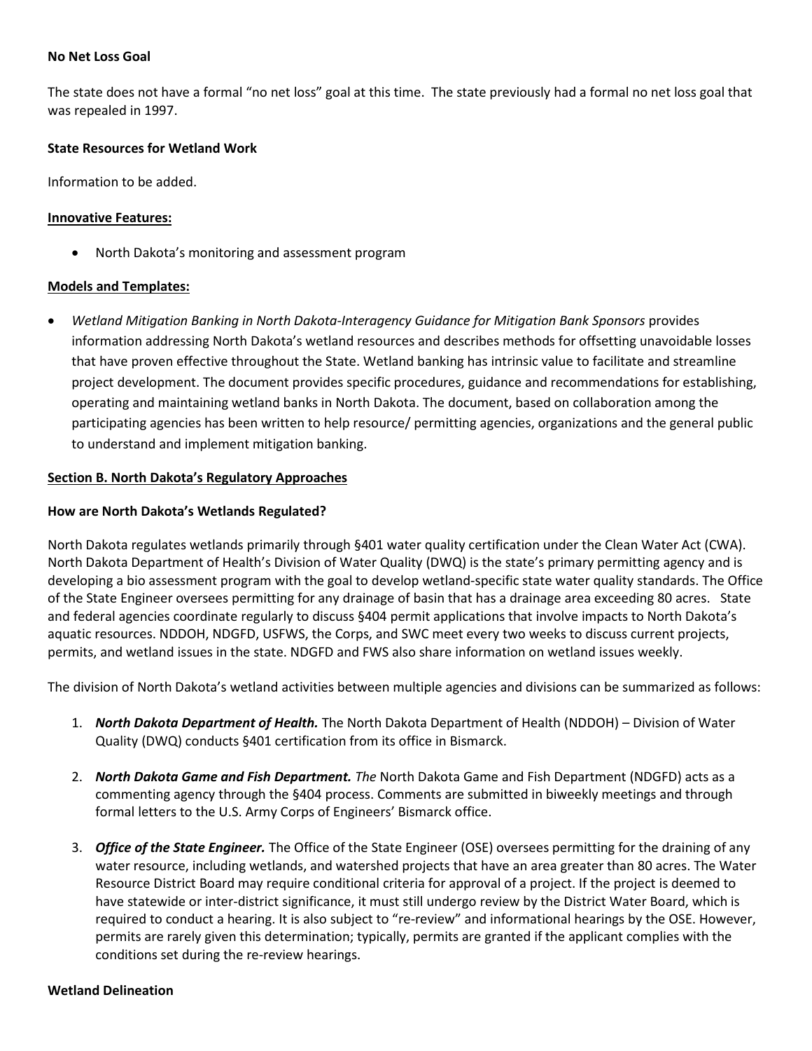**No Net Loss Goal**

The state does not have a formal "no net loss" goal at this time. The state previously had a formal no net loss goal that was repealed in 1997.

**State Resources for Wetland Work**

Information to be added.

**Innovative Features:**

- North Dakota's monitoring and assessment program

**Models and Templates:**

- *Wetland Mitigation Banking in North Dakota-Interagency Guidance for Mitigation Bank Sponsors* provides information addressing North Dakota's wetland resources and describes methods for offsetting unavoidable losses that have proven effective throughout the State. Wetland banking has intrinsic value to facilitate and streamline project development. The document provides specific procedures, guidance and recommendations for establishing, operating and maintaining wetland banks in North Dakota. The document, based on collaboration among the participating agencies has been written to help resource/ permitting agencies, organizations and the general public to understand and implement mitigation banking.

**Section B. North Dakota's Regulatory Approaches**

**How are North Dakota's Wetlands Regulated?**

North Dakota regulates wetlands primarily through §401 water quality certification under the Clean Water Act (CWA). North Dakota Department of Health's Division of Water Quality (DWQ) is the state's primary permitting agency and is developing a bio assessment program with the goal to develop wetland-specific state water quality standards. The Office of the State Engineer oversees permitting for any drainage of basin that has a drainage area exceeding 80 acres. State and federal agencies coordinate regularly to discuss §404 permit applications that involve impacts to North Dakota's aquatic resources. NDDOH, NDGFD, USFWS, the Corps, and SWC meet every two weeks to discuss current projects, permits, and wetland issues in the state. NDGFD and FWS also share information on wetland issues weekly.

The division of North Dakota's wetland activities between multiple agencies and divisions can be summarized as follows:

1. ***North Dakota Department of Health.*** The North Dakota Department of Health (NDDOH) – Division of Water Quality (DWQ) conducts §401 certification from its office in Bismarck.

2. ***North Dakota Game and Fish Department.*** *The* North Dakota Game and Fish Department (NDGFD) acts as a commenting agency through the §404 process. Comments are submitted in biweekly meetings and through formal letters to the U.S. Army Corps of Engineers' Bismarck office.

3. ***Office of the State Engineer.*** The Office of the State Engineer (OSE) oversees permitting for the draining of any water resource, including wetlands, and watershed projects that have an area greater than 80 acres. The Water Resource District Board may require conditional criteria for approval of a project. If the project is deemed to have statewide or inter-district significance, it must still undergo review by the District Water Board, which is required to conduct a hearing. It is also subject to "re-review" and informational hearings by the OSE. However, permits are rarely given this determination; typically, permits are granted if the applicant complies with the conditions set during the re-review hearings.

**Wetland Delineation**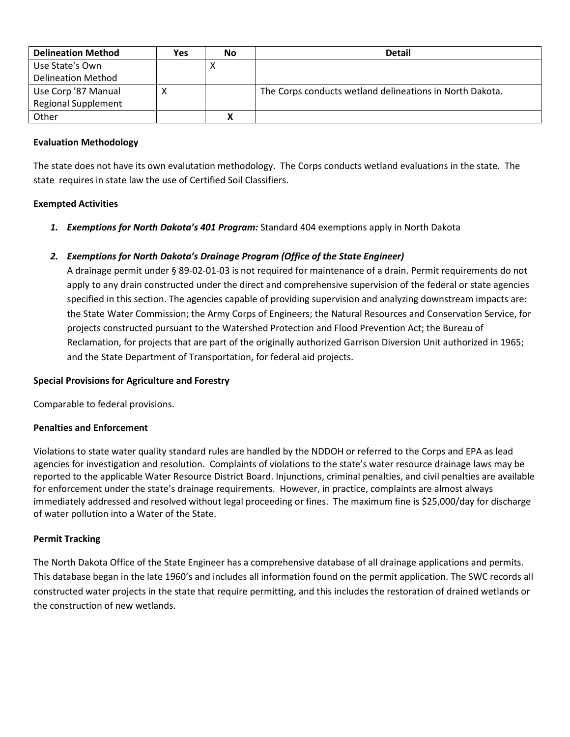| Delineation Method | Yes | No | Detail |
|---|---|---|---|
| Use State's Own Delineation Method | | X | |
| Use Corp '87 Manual Regional Supplement | X | | The Corps conducts wetland delineations in North Dakota. |
| Other | | **X** | |

**Evaluation Methodology**

The state does not have its own evalutation methodology. The Corps conducts wetland evaluations in the state. The state requires in state law the use of Certified Soil Classifiers.

**Exempted Activities**

1. ***Exemptions for North Dakota's 401 Program:*** Standard 404 exemptions apply in North Dakota

2. ***Exemptions for North Dakota's Drainage Program (Office of the State Engineer)***
   A drainage permit under § 89-02-01-03 is not required for maintenance of a drain. Permit requirements do not apply to any drain constructed under the direct and comprehensive supervision of the federal or state agencies specified in this section. The agencies capable of providing supervision and analyzing downstream impacts are: the State Water Commission; the Army Corps of Engineers; the Natural Resources and Conservation Service, for projects constructed pursuant to the Watershed Protection and Flood Prevention Act; the Bureau of Reclamation, for projects that are part of the originally authorized Garrison Diversion Unit authorized in 1965; and the State Department of Transportation, for federal aid projects.

**Special Provisions for Agriculture and Forestry**

Comparable to federal provisions.

**Penalties and Enforcement**

Violations to state water quality standard rules are handled by the NDDOH or referred to the Corps and EPA as lead agencies for investigation and resolution. Complaints of violations to the state's water resource drainage laws may be reported to the applicable Water Resource District Board. Injunctions, criminal penalties, and civil penalties are available for enforcement under the state's drainage requirements. However, in practice, complaints are almost always immediately addressed and resolved without legal proceeding or fines. The maximum fine is $25,000/day for discharge of water pollution into a Water of the State.

**Permit Tracking**

The North Dakota Office of the State Engineer has a comprehensive database of all drainage applications and permits. This database began in the late 1960's and includes all information found on the permit application. The SWC records all constructed water projects in the state that require permitting, and this includes the restoration of drained wetlands or the construction of new wetlands.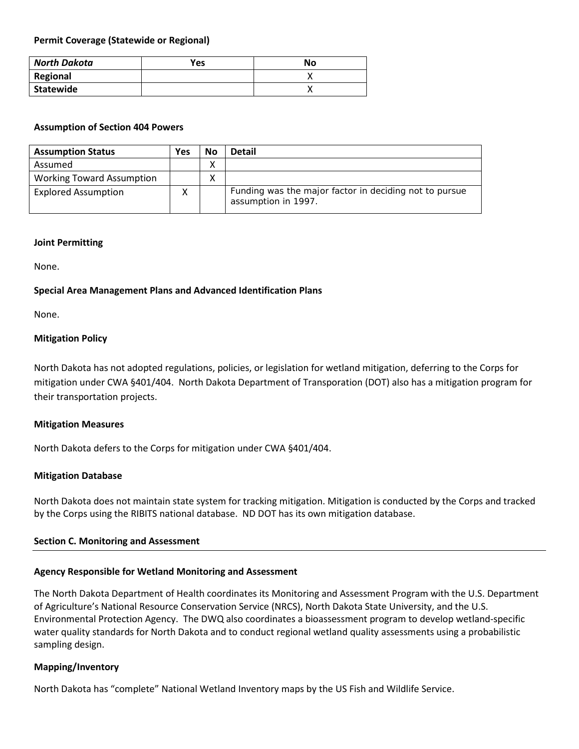**Permit Coverage (Statewide or Regional)**

| *North Dakota* | Yes | No |
|---|---|---|
| **Regional** | | X |
| **Statewide** | | X |

**Assumption of Section 404 Powers**

| Assumption Status | Yes | No | Detail |
|---|---|---|---|
| Assumed | | X | |
| Working Toward Assumption | | X | |
| Explored Assumption | X | | Funding was the major factor in deciding not to pursue assumption in 1997. |

**Joint Permitting**

None.

**Special Area Management Plans and Advanced Identification Plans**

None.

**Mitigation Policy**

North Dakota has not adopted regulations, policies, or legislation for wetland mitigation, deferring to the Corps for mitigation under CWA §401/404. North Dakota Department of Transporation (DOT) also has a mitigation program for their transportation projects.

**Mitigation Measures**

North Dakota defers to the Corps for mitigation under CWA §401/404.

**Mitigation Database**

North Dakota does not maintain state system for tracking mitigation. Mitigation is conducted by the Corps and tracked by the Corps using the RIBITS national database. ND DOT has its own mitigation database.

**Section C. Monitoring and Assessment**

**Agency Responsible for Wetland Monitoring and Assessment**

The North Dakota Department of Health coordinates its Monitoring and Assessment Program with the U.S. Department of Agriculture's National Resource Conservation Service (NRCS), North Dakota State University, and the U.S. Environmental Protection Agency. The DWQ also coordinates a bioassessment program to develop wetland-specific water quality standards for North Dakota and to conduct regional wetland quality assessments using a probabilistic sampling design.

**Mapping/Inventory**

North Dakota has "complete" National Wetland Inventory maps by the US Fish and Wildlife Service.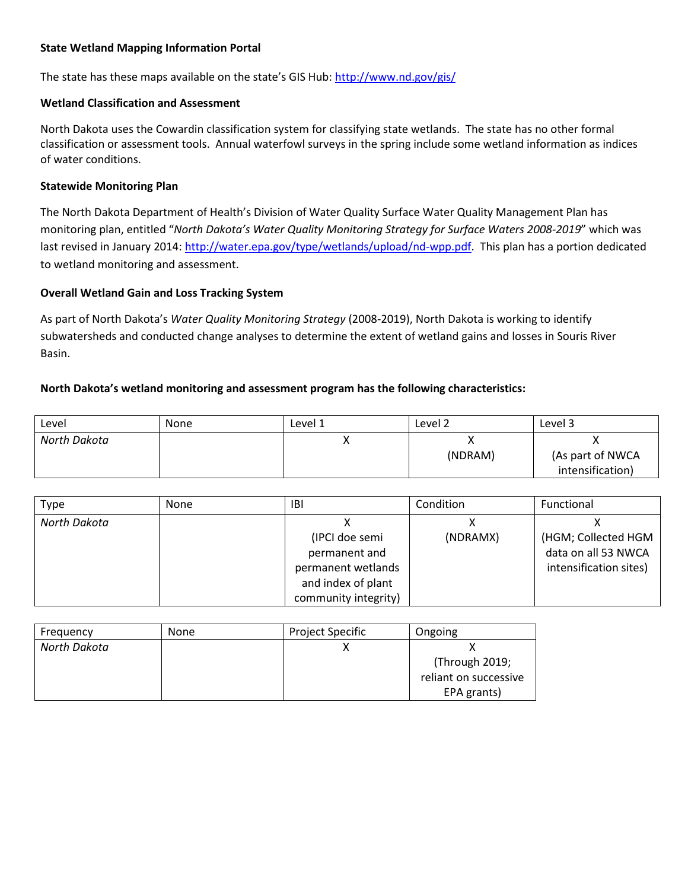**State Wetland Mapping Information Portal**

The state has these maps available on the state's GIS Hub: http://www.nd.gov/gis/

**Wetland Classification and Assessment**

North Dakota uses the Cowardin classification system for classifying state wetlands. The state has no other formal classification or assessment tools. Annual waterfowl surveys in the spring include some wetland information as indices of water conditions.

**Statewide Monitoring Plan**

The North Dakota Department of Health's Division of Water Quality Surface Water Quality Management Plan has monitoring plan, entitled "*North Dakota's Water Quality Monitoring Strategy for Surface Waters 2008-2019*" which was last revised in January 2014: http://water.epa.gov/type/wetlands/upload/nd-wpp.pdf. This plan has a portion dedicated to wetland monitoring and assessment.

**Overall Wetland Gain and Loss Tracking System**

As part of North Dakota's *Water Quality Monitoring Strategy* (2008-2019), North Dakota is working to identify subwatersheds and conducted change analyses to determine the extent of wetland gains and losses in Souris River Basin.

**North Dakota's wetland monitoring and assessment program has the following characteristics:**

| Level | None | Level 1 | Level 2 | Level 3 |
|---|---|---|---|---|
| *North Dakota* | | X | X (NDRAM) | X (As part of NWCA intensification) |

| Type | None | IBI | Condition | Functional |
|---|---|---|---|---|
| *North Dakota* | | X (IPCI doe semi permanent and permanent wetlands and index of plant community integrity) | X (NDRAMX) | X (HGM; Collected HGM data on all 53 NWCA intensification sites) |

| Frequency | None | Project Specific | Ongoing |
|---|---|---|---|
| *North Dakota* | | X | X (Through 2019; reliant on successive EPA grants) |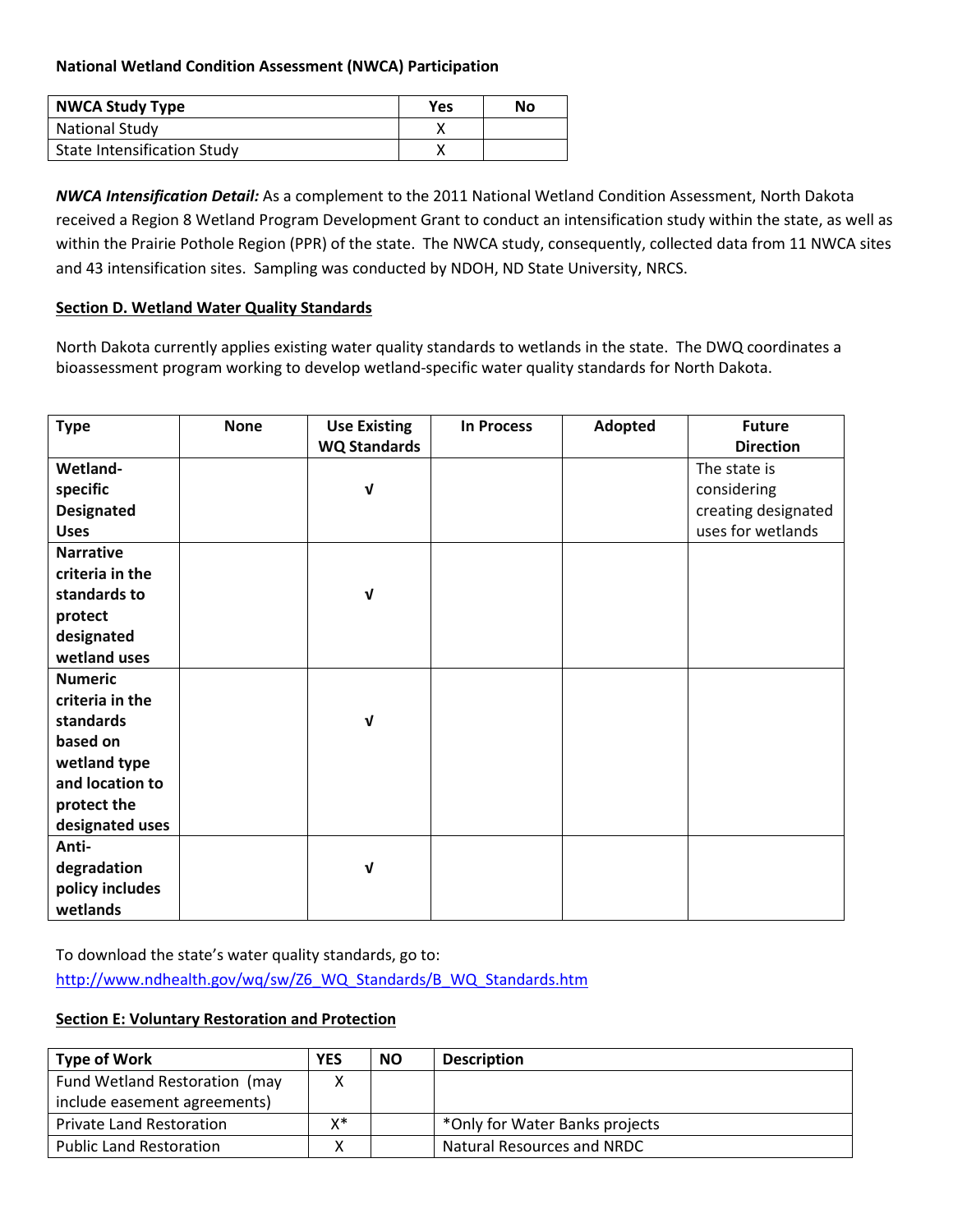**National Wetland Condition Assessment (NWCA) Participation**

| NWCA Study Type | Yes | No |
|---|---|---|
| National Study | X | |
| State Intensification Study | X | |

***NWCA Intensification Detail:*** As a complement to the 2011 National Wetland Condition Assessment, North Dakota received a Region 8 Wetland Program Development Grant to conduct an intensification study within the state, as well as within the Prairie Pothole Region (PPR) of the state. The NWCA study, consequently, collected data from 11 NWCA sites and 43 intensification sites. Sampling was conducted by NDOH, ND State University, NRCS.

**Section D. Wetland Water Quality Standards**

North Dakota currently applies existing water quality standards to wetlands in the state. The DWQ coordinates a bioassessment program working to develop wetland-specific water quality standards for North Dakota.

| Type | None | Use Existing WQ Standards | In Process | Adopted | Future Direction |
|---|---|---|---|---|---|
| **Wetland-specific Designated Uses** | | √ | | | The state is considering creating designated uses for wetlands |
| **Narrative criteria in the standards to protect designated wetland uses** | | √ | | | |
| **Numeric criteria in the standards based on wetland type and location to protect the designated uses** | | √ | | | |
| **Anti-degradation policy includes wetlands** | | √ | | | |

To download the state's water quality standards, go to: http://www.ndhealth.gov/wq/sw/Z6_WQ_Standards/B_WQ_Standards.htm

**Section E: Voluntary Restoration and Protection**

| Type of Work | YES | NO | Description |
|---|---|---|---|
| Fund Wetland Restoration (may include easement agreements) | X | | |
| Private Land Restoration | X* | | *Only for Water Banks projects |
| Public Land Restoration | X | | Natural Resources and NRDC |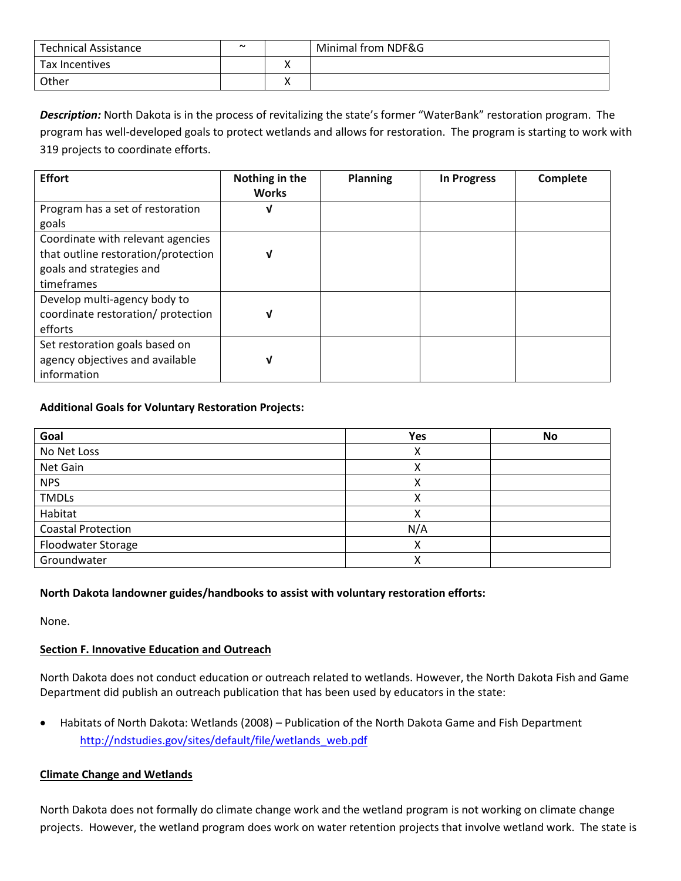| Technical Assistance | ~ | | Minimal from NDF&G |
|---|---|---|---|
| Tax Incentives | | X | |
| Other | | X | |

***Description:*** North Dakota is in the process of revitalizing the state's former "WaterBank" restoration program. The program has well-developed goals to protect wetlands and allows for restoration. The program is starting to work with 319 projects to coordinate efforts.

| Effort | Nothing in the Works | Planning | In Progress | Complete |
|---|---|---|---|---|
| Program has a set of restoration goals | √ | | | |
| Coordinate with relevant agencies that outline restoration/protection goals and strategies and timeframes | √ | | | |
| Develop multi-agency body to coordinate restoration/ protection efforts | √ | | | |
| Set restoration goals based on agency objectives and available information | √ | | | |

**Additional Goals for Voluntary Restoration Projects:**

| Goal | Yes | No |
|---|---|---|
| No Net Loss | X | |
| Net Gain | X | |
| NPS | X | |
| TMDLs | X | |
| Habitat | X | |
| Coastal Protection | N/A | |
| Floodwater Storage | X | |
| Groundwater | X | |

**North Dakota landowner guides/handbooks to assist with voluntary restoration efforts:**

None.

## Section F. Innovative Education and Outreach

North Dakota does not conduct education or outreach related to wetlands. However, the North Dakota Fish and Game Department did publish an outreach publication that has been used by educators in the state:

- Habitats of North Dakota: Wetlands (2008) – Publication of the North Dakota Game and Fish Department http://ndstudies.gov/sites/default/file/wetlands_web.pdf

## Climate Change and Wetlands

North Dakota does not formally do climate change work and the wetland program is not working on climate change projects. However, the wetland program does work on water retention projects that involve wetland work. The state is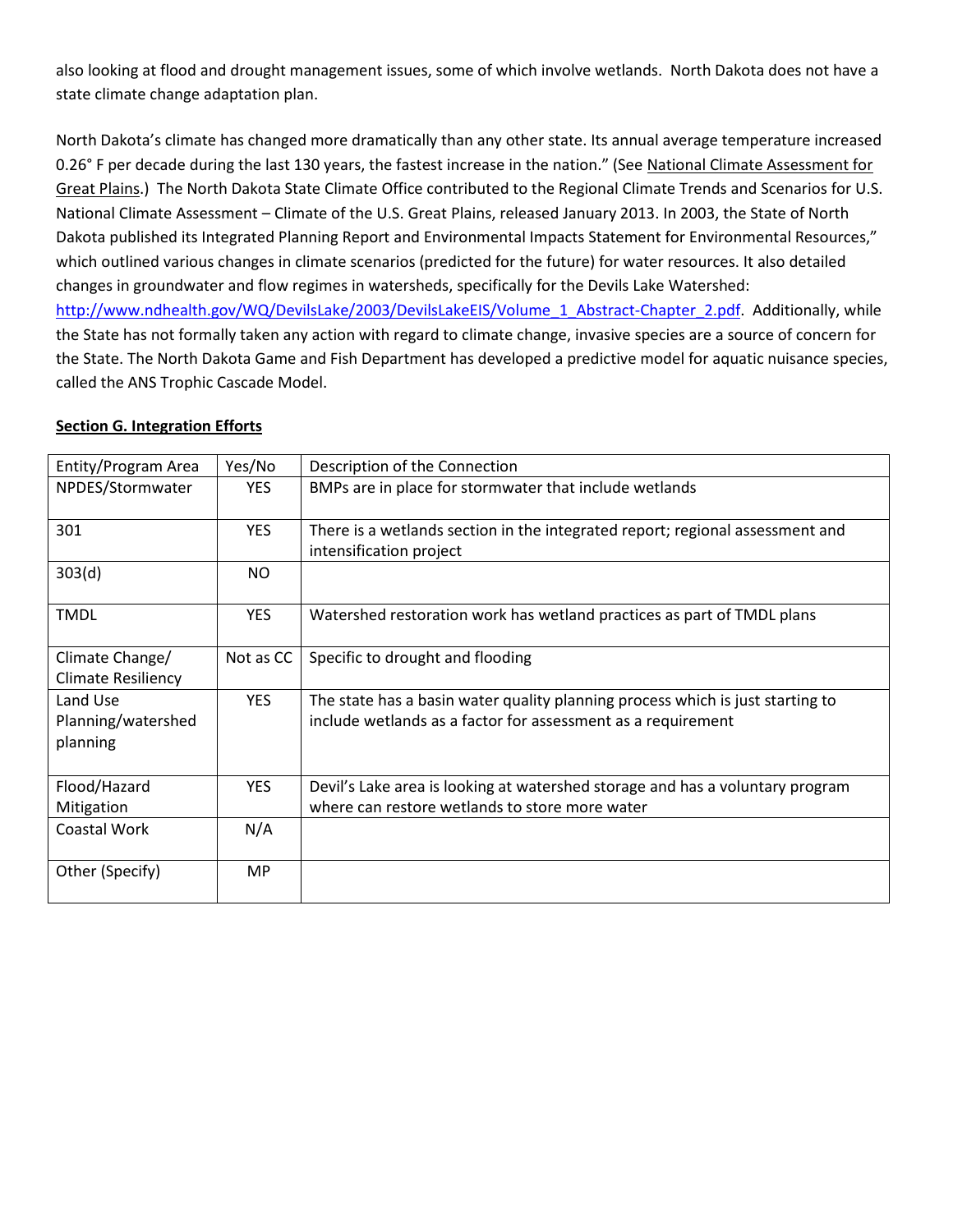also looking at flood and drought management issues, some of which involve wetlands. North Dakota does not have a state climate change adaptation plan.

North Dakota's climate has changed more dramatically than any other state. Its annual average temperature increased 0.26° F per decade during the last 130 years, the fastest increase in the nation." (See National Climate Assessment for Great Plains.) The North Dakota State Climate Office contributed to the Regional Climate Trends and Scenarios for U.S. National Climate Assessment – Climate of the U.S. Great Plains, released January 2013. In 2003, the State of North Dakota published its Integrated Planning Report and Environmental Impacts Statement for Environmental Resources," which outlined various changes in climate scenarios (predicted for the future) for water resources. It also detailed changes in groundwater and flow regimes in watersheds, specifically for the Devils Lake Watershed: http://www.ndhealth.gov/WQ/DevilsLake/2003/DevilsLakeEIS/Volume_1_Abstract-Chapter_2.pdf. Additionally, while the State has not formally taken any action with regard to climate change, invasive species are a source of concern for the State. The North Dakota Game and Fish Department has developed a predictive model for aquatic nuisance species, called the ANS Trophic Cascade Model.

**Section G. Integration Efforts**

| Entity/Program Area | Yes/No | Description of the Connection |
|---|---|---|
| NPDES/Stormwater | YES | BMPs are in place for stormwater that include wetlands |
| 301 | YES | There is a wetlands section in the integrated report; regional assessment and intensification project |
| 303(d) | NO | |
| TMDL | YES | Watershed restoration work has wetland practices as part of TMDL plans |
| Climate Change/ Climate Resiliency | Not as CC | Specific to drought and flooding |
| Land Use Planning/watershed planning | YES | The state has a basin water quality planning process which is just starting to include wetlands as a factor for assessment as a requirement |
| Flood/Hazard Mitigation | YES | Devil's Lake area is looking at watershed storage and has a voluntary program where can restore wetlands to store more water |
| Coastal Work | N/A | |
| Other (Specify) | MP | |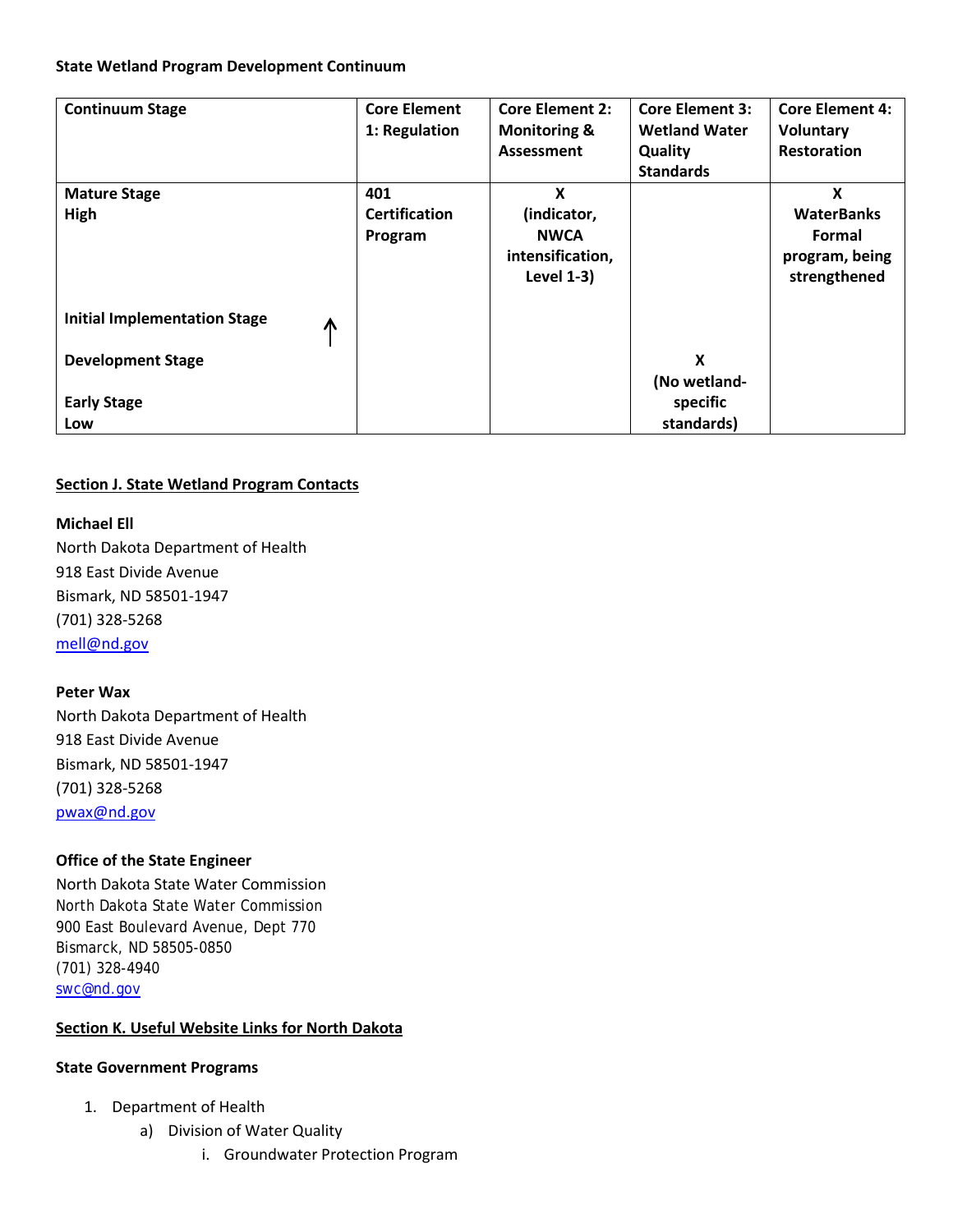**State Wetland Program Development Continuum**

| Continuum Stage | Core Element 1: Regulation | Core Element 2: Monitoring & Assessment | Core Element 3: Wetland Water Quality Standards | Core Element 4: Voluntary Restoration |
|---|---|---|---|---|
| **Mature Stage High** | **401 Certification Program** | **X (indicator, NWCA intensification, Level 1-3)** | | **X WaterBanks Formal program, being strengthened** |
| **Initial Implementation Stage** ↑ | | | | |
| **Development Stage** | | | **X (No wetland-specific standards)** | |
| **Early Stage Low** | | | | |

## Section J. State Wetland Program Contacts

**Michael Ell**
North Dakota Department of Health
918 East Divide Avenue
Bismark, ND 58501-1947
(701) 328-5268
mell@nd.gov

**Peter Wax**
North Dakota Department of Health
918 East Divide Avenue
Bismark, ND 58501-1947
(701) 328-5268
pwax@nd.gov

**Office of the State Engineer**
North Dakota State Water Commission
North Dakota State Water Commission
900 East Boulevard Avenue, Dept 770
Bismarck, ND 58505-0850
(701) 328-4940
swc@nd.gov

## Section K. Useful Website Links for North Dakota

**State Government Programs**

1. Department of Health
   a) Division of Water Quality
      i. Groundwater Protection Program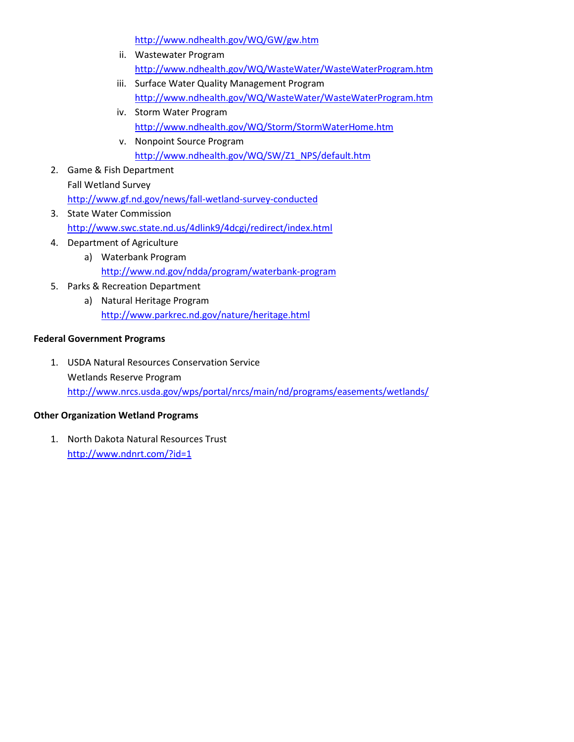http://www.ndhealth.gov/WQ/GW/gw.htm

   ii. Wastewater Program
   http://www.ndhealth.gov/WQ/WasteWater/WasteWaterProgram.htm
   iii. Surface Water Quality Management Program
   http://www.ndhealth.gov/WQ/WasteWater/WasteWaterProgram.htm
   iv. Storm Water Program
   http://www.ndhealth.gov/WQ/Storm/StormWaterHome.htm
   v. Nonpoint Source Program
   http://www.ndhealth.gov/WQ/SW/Z1_NPS/default.htm

2. Game & Fish Department
   Fall Wetland Survey
   http://www.gf.nd.gov/news/fall-wetland-survey-conducted
3. State Water Commission
   http://www.swc.state.nd.us/4dlink9/4dcgi/redirect/index.html
4. Department of Agriculture
   a) Waterbank Program
   http://www.nd.gov/ndda/program/waterbank-program
5. Parks & Recreation Department
   a) Natural Heritage Program
   http://www.parkrec.nd.gov/nature/heritage.html

**Federal Government Programs**

1. USDA Natural Resources Conservation Service
   Wetlands Reserve Program
   http://www.nrcs.usda.gov/wps/portal/nrcs/main/nd/programs/easements/wetlands/

**Other Organization Wetland Programs**

1. North Dakota Natural Resources Trust
   http://www.ndnrt.com/?id=1